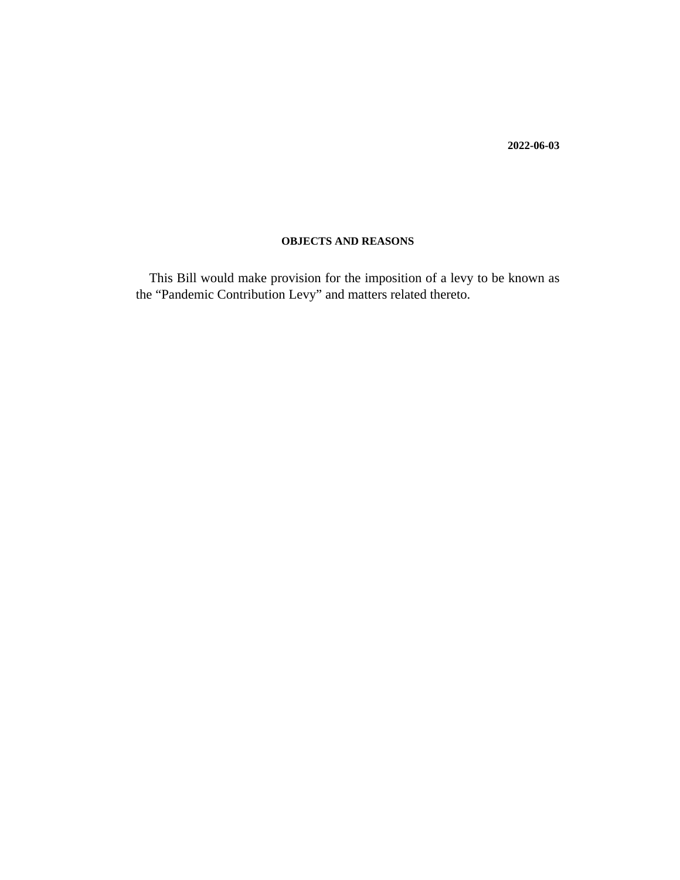**2022-06-03**

## OBJECTS AND REASONS

This Bill would make provision for the imposition of a levy to be known as the “Pandemic Contribution Levy” and matters related thereto.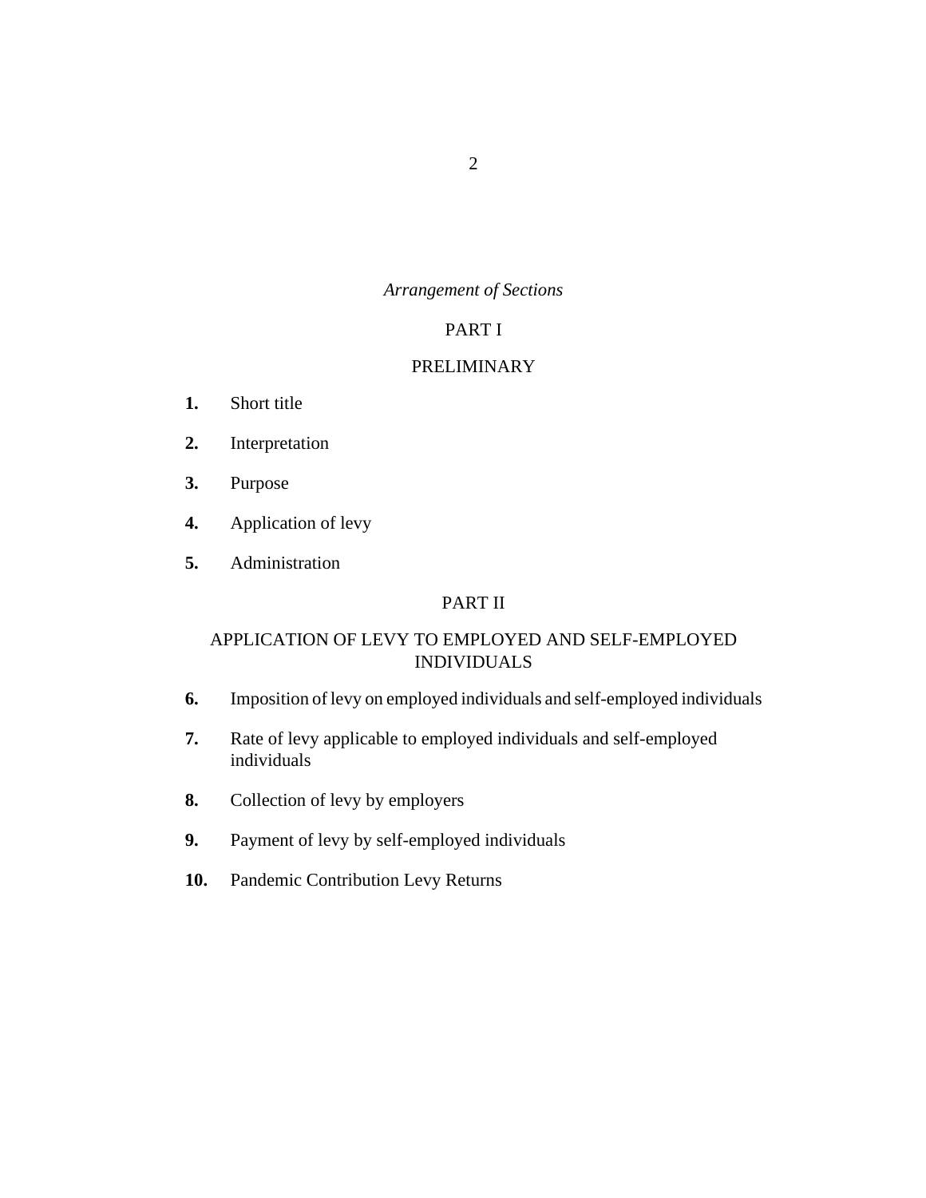*Arrangement of Sections*

## PART I

## PRELIMINARY

**1.** Short title

**2.** Interpretation

**3.** Purpose

**4.** Application of levy

**5.** Administration

## PART II

## APPLICATION OF LEVY TO EMPLOYED AND SELF-EMPLOYED INDIVIDUALS

**6.** Imposition of levy on employed individuals and self-employed individuals

**7.** Rate of levy applicable to employed individuals and self-employed individuals

**8.** Collection of levy by employers

**9.** Payment of levy by self-employed individuals

**10.** Pandemic Contribution Levy Returns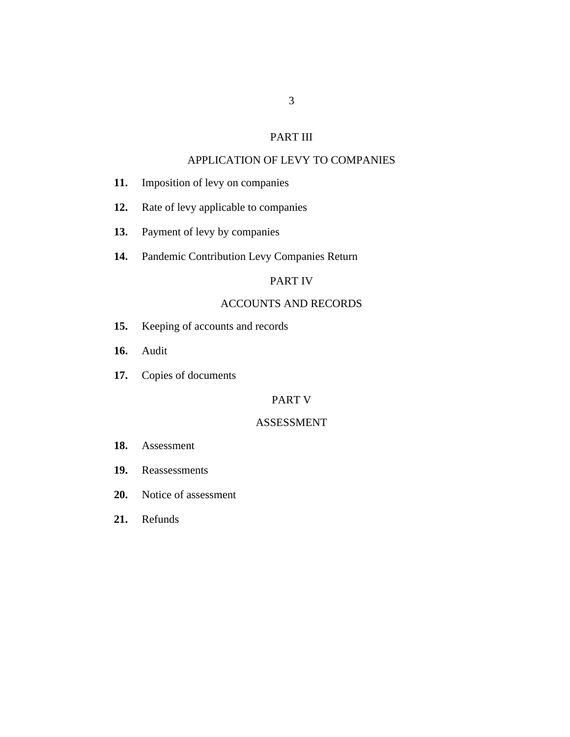## PART III

## APPLICATION OF LEVY TO COMPANIES

**11.** Imposition of levy on companies

**12.** Rate of levy applicable to companies

**13.** Payment of levy by companies

**14.** Pandemic Contribution Levy Companies Return

## PART IV

## ACCOUNTS AND RECORDS

**15.** Keeping of accounts and records

**16.** Audit

**17.** Copies of documents

## PART V

## ASSESSMENT

**18.** Assessment

**19.** Reassessments

**20.** Notice of assessment

**21.** Refunds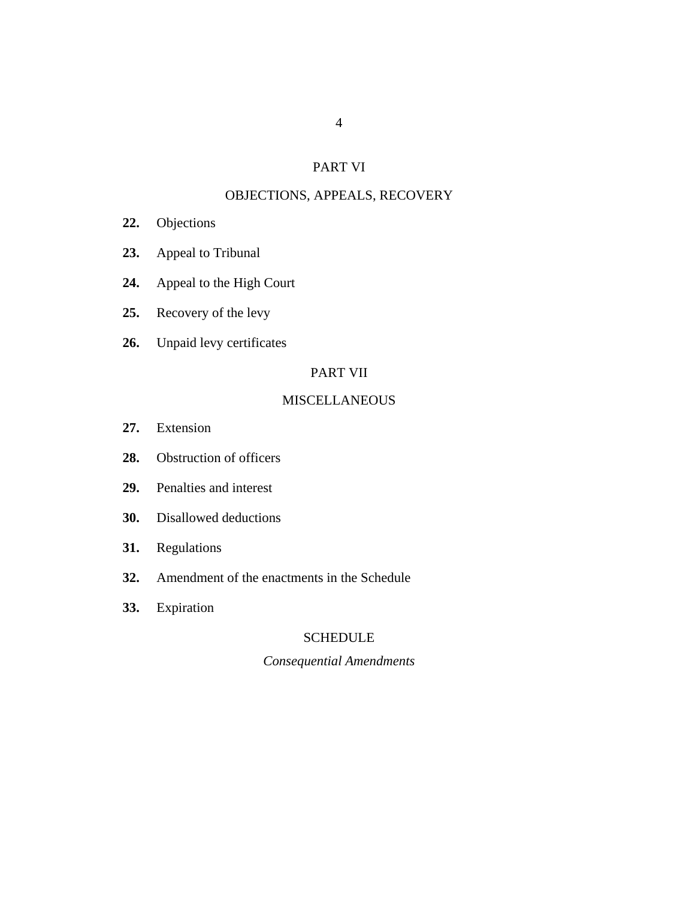## PART VI

## OBJECTIONS, APPEALS, RECOVERY

**22.** Objections

**23.** Appeal to Tribunal

**24.** Appeal to the High Court

**25.** Recovery of the levy

**26.** Unpaid levy certificates

## PART VII

## MISCELLANEOUS

**27.** Extension

**28.** Obstruction of officers

**29.** Penalties and interest

**30.** Disallowed deductions

**31.** Regulations

**32.** Amendment of the enactments in the Schedule

**33.** Expiration

## SCHEDULE

*Consequential Amendments*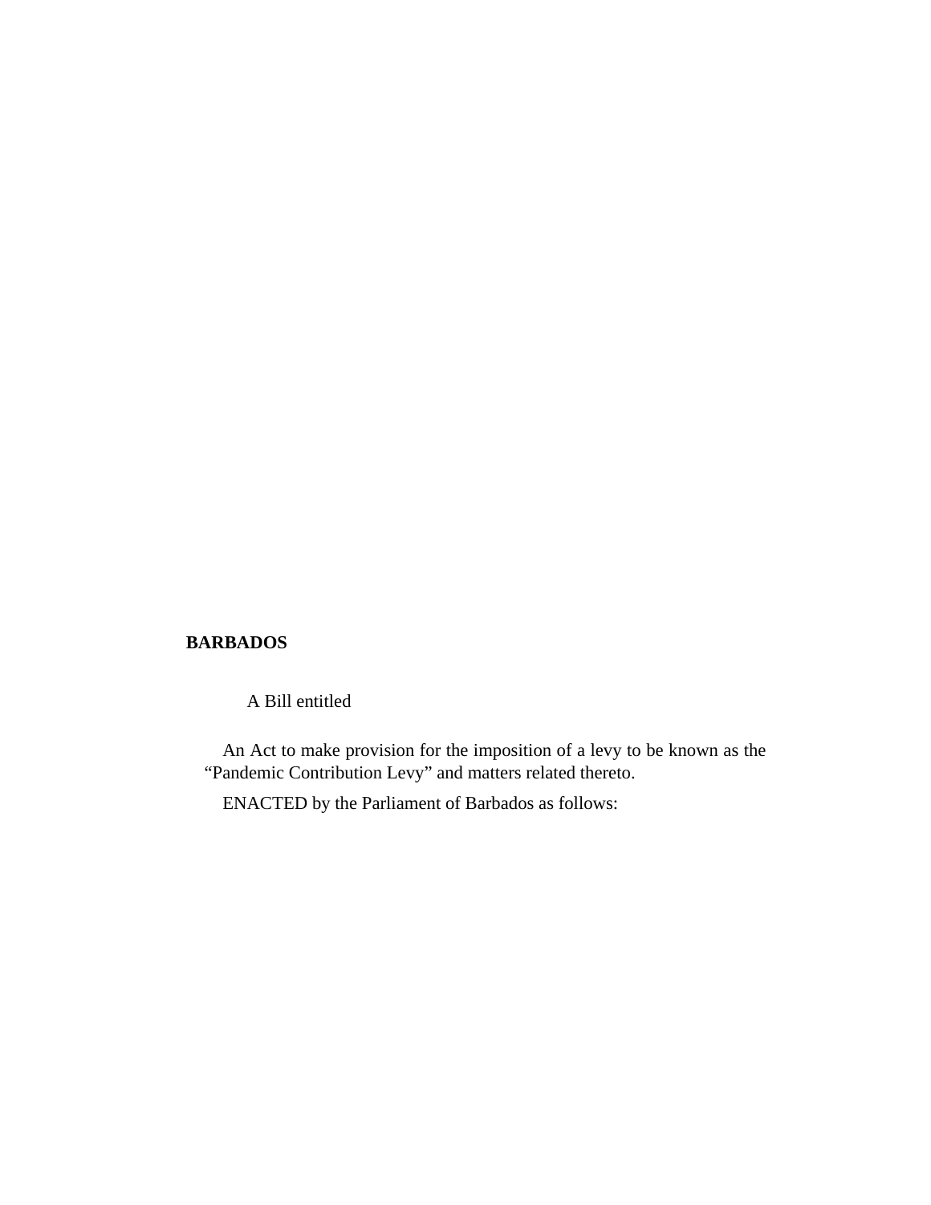**BARBADOS**

A Bill entitled

An Act to make provision for the imposition of a levy to be known as the "Pandemic Contribution Levy" and matters related thereto.

ENACTED by the Parliament of Barbados as follows: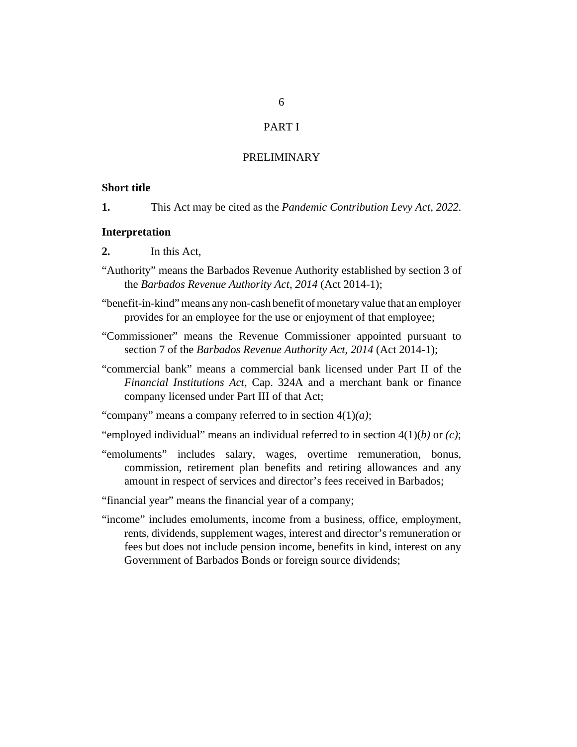# PART I

## PRELIMINARY

### Short title

**1.** This Act may be cited as the *Pandemic Contribution Levy Act, 2022*.

### Interpretation

**2.** In this Act,

"Authority" means the Barbados Revenue Authority established by section 3 of the *Barbados Revenue Authority Act, 2014* (Act 2014-1);

"benefit-in-kind" means any non-cash benefit of monetary value that an employer provides for an employee for the use or enjoyment of that employee;

"Commissioner" means the Revenue Commissioner appointed pursuant to section 7 of the *Barbados Revenue Authority Act*, *2014* (Act 2014-1);

"commercial bank" means a commercial bank licensed under Part II of the *Financial Institutions Act*, Cap. 324A and a merchant bank or finance company licensed under Part III of that Act;

"company" means a company referred to in section 4(1)*(a)*;

"employed individual" means an individual referred to in section 4(1)(*b)* or *(c)*;

"emoluments" includes salary, wages, overtime remuneration, bonus, commission, retirement plan benefits and retiring allowances and any amount in respect of services and director's fees received in Barbados;

"financial year" means the financial year of a company;

"income" includes emoluments, income from a business, office, employment, rents, dividends, supplement wages, interest and director's remuneration or fees but does not include pension income, benefits in kind, interest on any Government of Barbados Bonds or foreign source dividends;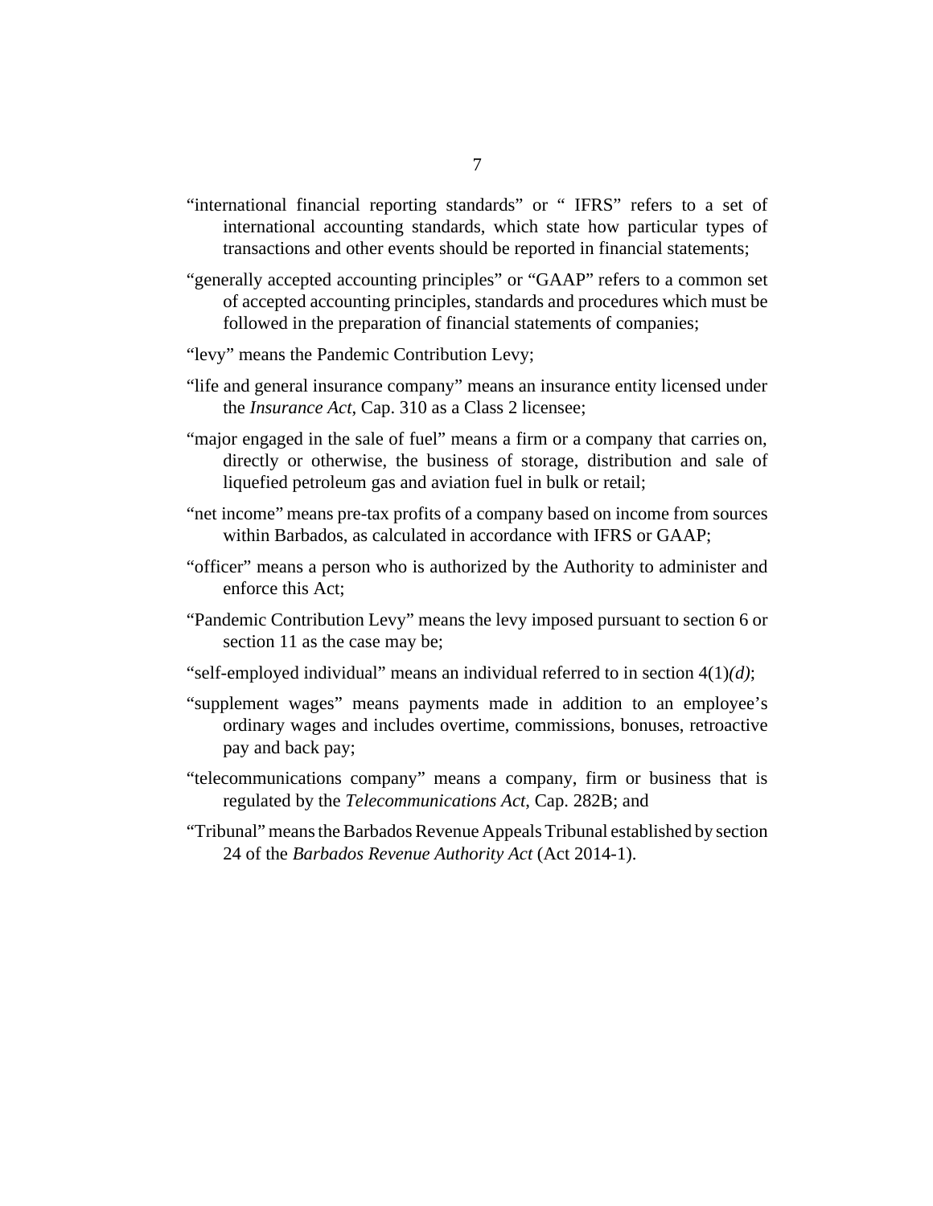"international financial reporting standards" or " IFRS" refers to a set of international accounting standards, which state how particular types of transactions and other events should be reported in financial statements;

"generally accepted accounting principles" or "GAAP" refers to a common set of accepted accounting principles, standards and procedures which must be followed in the preparation of financial statements of companies;

"levy" means the Pandemic Contribution Levy;

"life and general insurance company" means an insurance entity licensed under the *Insurance Act*, Cap. 310 as a Class 2 licensee;

"major engaged in the sale of fuel" means a firm or a company that carries on, directly or otherwise, the business of storage, distribution and sale of liquefied petroleum gas and aviation fuel in bulk or retail;

"net income" means pre-tax profits of a company based on income from sources within Barbados, as calculated in accordance with IFRS or GAAP;

"officer" means a person who is authorized by the Authority to administer and enforce this Act;

"Pandemic Contribution Levy" means the levy imposed pursuant to section 6 or section 11 as the case may be;

"self-employed individual" means an individual referred to in section 4(1)*(d)*;

"supplement wages" means payments made in addition to an employee's ordinary wages and includes overtime, commissions, bonuses, retroactive pay and back pay;

"telecommunications company" means a company, firm or business that is regulated by the *Telecommunications Act*, Cap. 282B; and

"Tribunal" means the Barbados Revenue Appeals Tribunal established by section 24 of the *Barbados Revenue Authority Act* (Act 2014-1).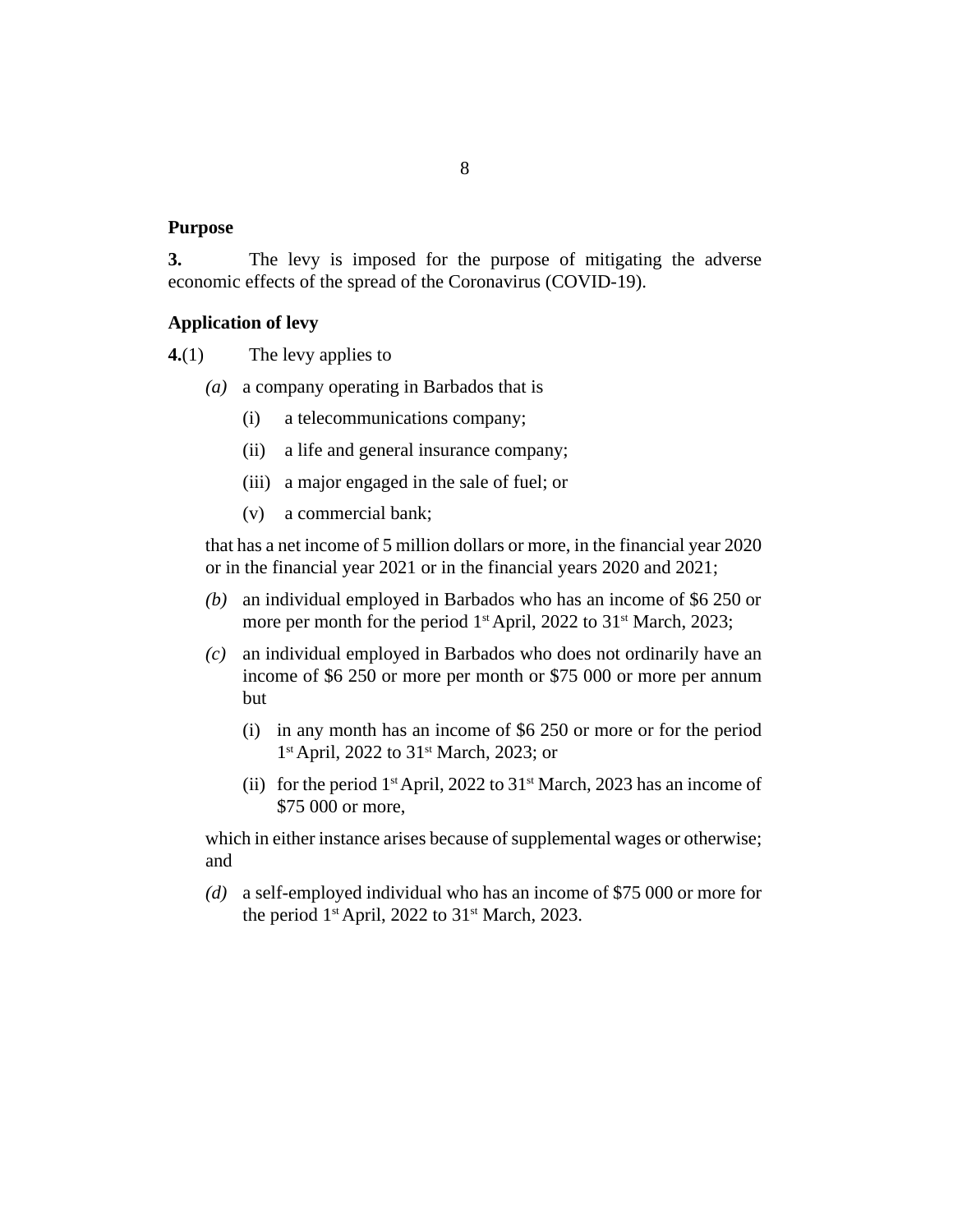**Purpose**

**3.** The levy is imposed for the purpose of mitigating the adverse economic effects of the spread of the Coronavirus (COVID-19).

**Application of levy**

**4.**(1) The levy applies to

*(a)* a company operating in Barbados that is

(i) a telecommunications company;

(ii) a life and general insurance company;

(iii) a major engaged in the sale of fuel; or

(v) a commercial bank;

that has a net income of 5 million dollars or more, in the financial year 2020 or in the financial year 2021 or in the financial years 2020 and 2021;

*(b)* an individual employed in Barbados who has an income of $6 250 or more per month for the period 1st April, 2022 to 31st March, 2023;

*(c)* an individual employed in Barbados who does not ordinarily have an income of $6 250 or more per month or $75 000 or more per annum but

(i) in any month has an income of $6 250 or more or for the period 1st April, 2022 to 31st March, 2023; or

(ii) for the period 1st April, 2022 to 31st March, 2023 has an income of $75 000 or more,

which in either instance arises because of supplemental wages or otherwise; and

*(d)* a self-employed individual who has an income of $75 000 or more for the period 1st April, 2022 to 31st March, 2023.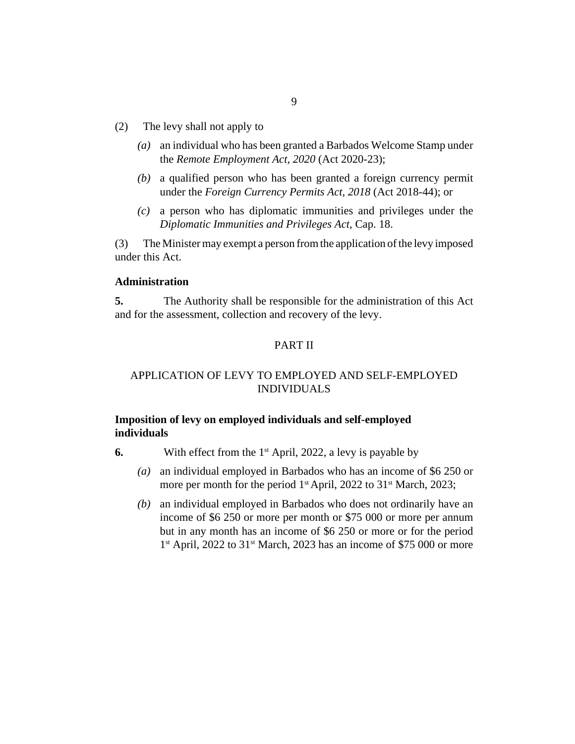(2) The levy shall not apply to

*(a)* an individual who has been granted a Barbados Welcome Stamp under the *Remote Employment Act, 2020* (Act 2020-23);

*(b)* a qualified person who has been granted a foreign currency permit under the *Foreign Currency Permits Act, 2018* (Act 2018-44); or

*(c)* a person who has diplomatic immunities and privileges under the *Diplomatic Immunities and Privileges Act*, Cap. 18.

(3) The Minister may exempt a person from the application of the levy imposed under this Act.

**Administration**

**5.** The Authority shall be responsible for the administration of this Act and for the assessment, collection and recovery of the levy.

PART II

APPLICATION OF LEVY TO EMPLOYED AND SELF-EMPLOYED INDIVIDUALS

**Imposition of levy on employed individuals and self-employed individuals**

**6.** With effect from the 1st April, 2022, a levy is payable by

*(a)* an individual employed in Barbados who has an income of $6 250 or more per month for the period 1st April, 2022 to 31st March, 2023;

*(b)* an individual employed in Barbados who does not ordinarily have an income of $6 250 or more per month or $75 000 or more per annum but in any month has an income of $6 250 or more or for the period 1st April, 2022 to 31st March, 2023 has an income of $75 000 or more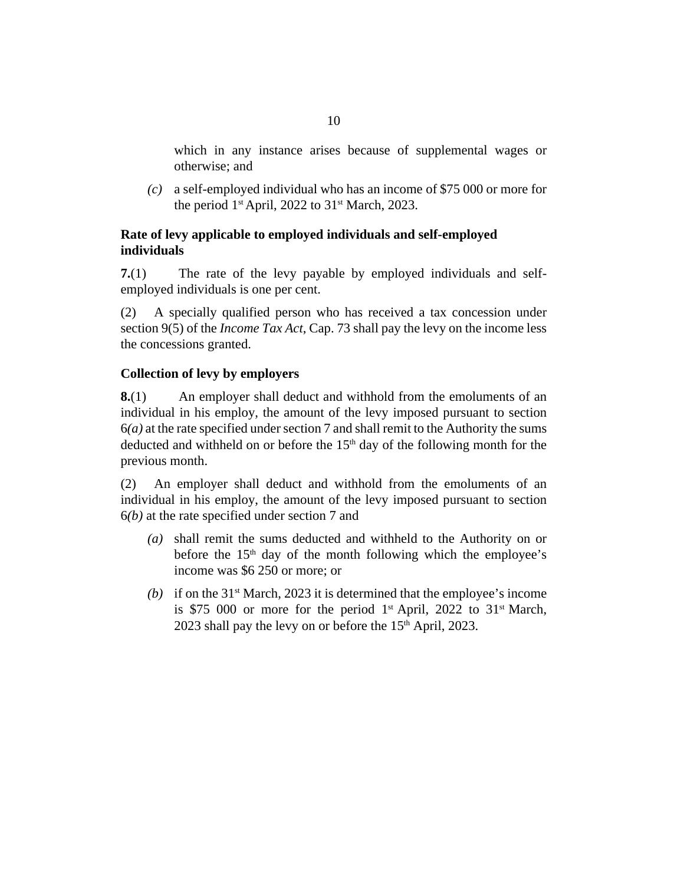which in any instance arises because of supplemental wages or otherwise; and

*(c)* a self-employed individual who has an income of $75 000 or more for the period 1st April, 2022 to 31st March, 2023.

**Rate of levy applicable to employed individuals and self-employed individuals**

**7.**(1) The rate of the levy payable by employed individuals and self-employed individuals is one per cent.

(2) A specially qualified person who has received a tax concession under section 9(5) of the *Income Tax Act*, Cap. 73 shall pay the levy on the income less the concessions granted.

**Collection of levy by employers**

**8.**(1) An employer shall deduct and withhold from the emoluments of an individual in his employ, the amount of the levy imposed pursuant to section 6*(a)* at the rate specified under section 7 and shall remit to the Authority the sums deducted and withheld on or before the 15th day of the following month for the previous month.

(2) An employer shall deduct and withhold from the emoluments of an individual in his employ, the amount of the levy imposed pursuant to section 6*(b)* at the rate specified under section 7 and

*(a)* shall remit the sums deducted and withheld to the Authority on or before the 15th day of the month following which the employee's income was $6 250 or more; or

*(b)* if on the 31st March, 2023 it is determined that the employee's income is $75 000 or more for the period 1st April, 2022 to 31st March, 2023 shall pay the levy on or before the 15th April, 2023.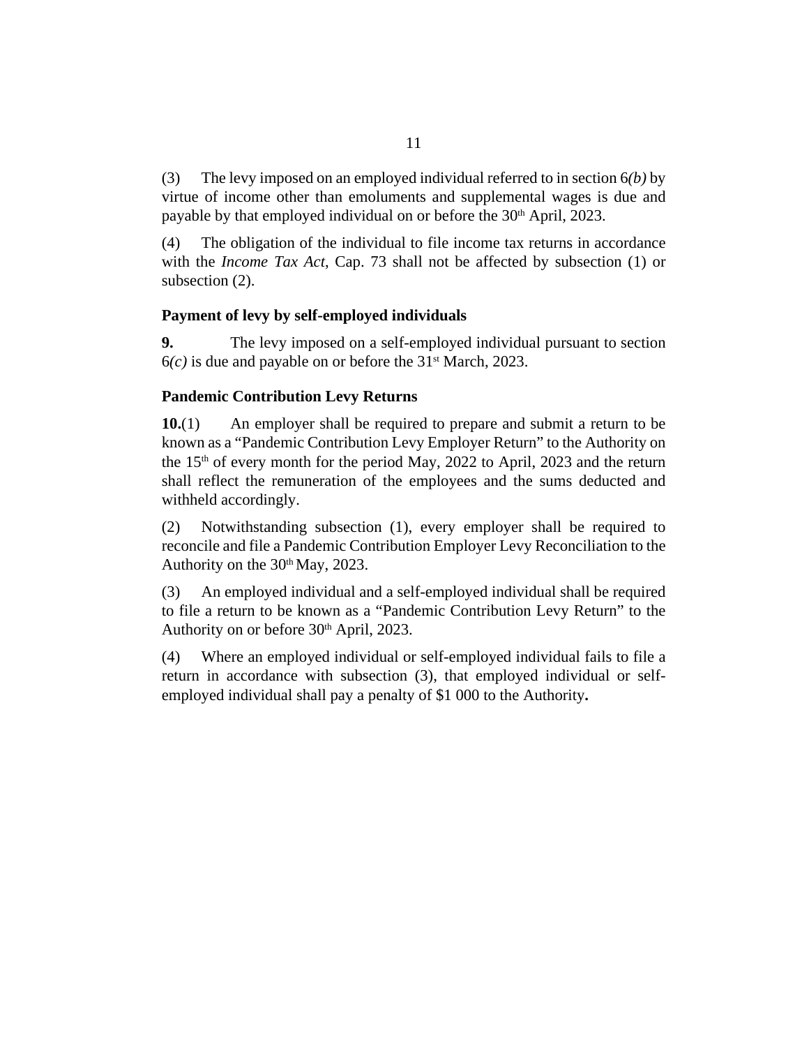(3) The levy imposed on an employed individual referred to in section 6*(b)* by virtue of income other than emoluments and supplemental wages is due and payable by that employed individual on or before the 30th April, 2023.

(4) The obligation of the individual to file income tax returns in accordance with the *Income Tax Act*, Cap. 73 shall not be affected by subsection (1) or subsection (2).

**Payment of levy by self-employed individuals**

**9.** The levy imposed on a self-employed individual pursuant to section 6*(c)* is due and payable on or before the 31st March, 2023.

**Pandemic Contribution Levy Returns**

**10.**(1) An employer shall be required to prepare and submit a return to be known as a "Pandemic Contribution Levy Employer Return" to the Authority on the 15th of every month for the period May, 2022 to April, 2023 and the return shall reflect the remuneration of the employees and the sums deducted and withheld accordingly.

(2) Notwithstanding subsection (1), every employer shall be required to reconcile and file a Pandemic Contribution Employer Levy Reconciliation to the Authority on the 30th May, 2023.

(3) An employed individual and a self-employed individual shall be required to file a return to be known as a "Pandemic Contribution Levy Return" to the Authority on or before 30th April, 2023.

(4) Where an employed individual or self-employed individual fails to file a return in accordance with subsection (3), that employed individual or self-employed individual shall pay a penalty of $1 000 to the Authority.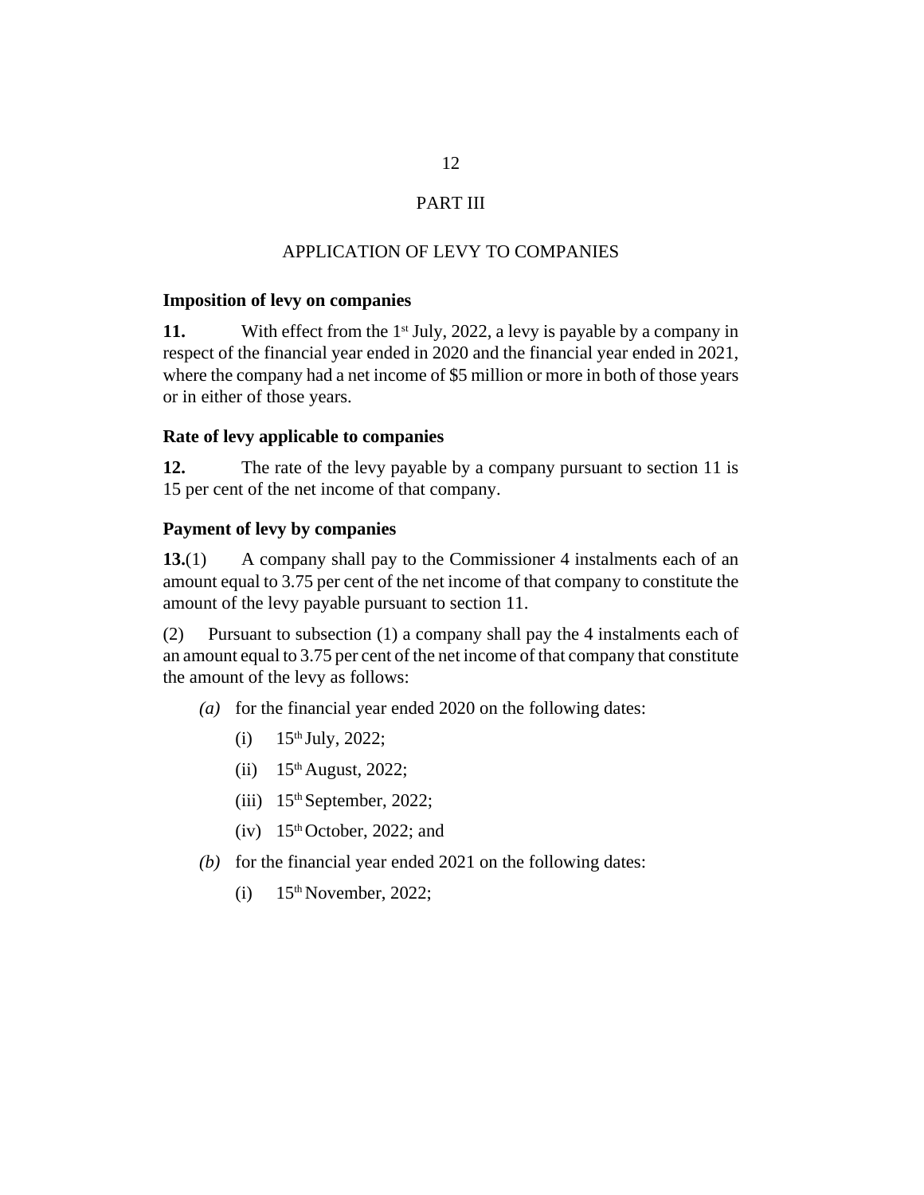## PART III

## APPLICATION OF LEVY TO COMPANIES

**Imposition of levy on companies**

**11.** With effect from the 1st July, 2022, a levy is payable by a company in respect of the financial year ended in 2020 and the financial year ended in 2021, where the company had a net income of $5 million or more in both of those years or in either of those years.

**Rate of levy applicable to companies**

**12.** The rate of the levy payable by a company pursuant to section 11 is 15 per cent of the net income of that company.

**Payment of levy by companies**

**13.**(1) A company shall pay to the Commissioner 4 instalments each of an amount equal to 3.75 per cent of the net income of that company to constitute the amount of the levy payable pursuant to section 11.

(2) Pursuant to subsection (1) a company shall pay the 4 instalments each of an amount equal to 3.75 per cent of the net income of that company that constitute the amount of the levy as follows:

*(a)* for the financial year ended 2020 on the following dates:

(i) 15th July, 2022;

(ii) 15th August, 2022;

(iii) 15th September, 2022;

(iv) 15th October, 2022; and

*(b)* for the financial year ended 2021 on the following dates:

(i) 15th November, 2022;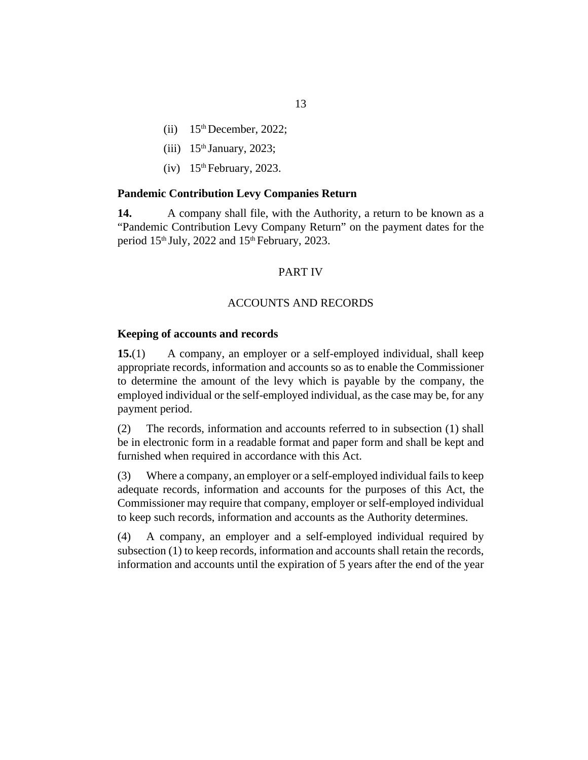(ii) 15th December, 2022;

(iii) 15th January, 2023;

(iv) 15th February, 2023.

**Pandemic Contribution Levy Companies Return**

**14.** A company shall file, with the Authority, a return to be known as a "Pandemic Contribution Levy Company Return" on the payment dates for the period 15th July, 2022 and 15th February, 2023.

PART IV

ACCOUNTS AND RECORDS

**Keeping of accounts and records**

**15.**(1) A company, an employer or a self-employed individual, shall keep appropriate records, information and accounts so as to enable the Commissioner to determine the amount of the levy which is payable by the company, the employed individual or the self-employed individual, as the case may be, for any payment period.

(2) The records, information and accounts referred to in subsection (1) shall be in electronic form in a readable format and paper form and shall be kept and furnished when required in accordance with this Act.

(3) Where a company, an employer or a self-employed individual fails to keep adequate records, information and accounts for the purposes of this Act, the Commissioner may require that company, employer or self-employed individual to keep such records, information and accounts as the Authority determines.

(4) A company, an employer and a self-employed individual required by subsection (1) to keep records, information and accounts shall retain the records, information and accounts until the expiration of 5 years after the end of the year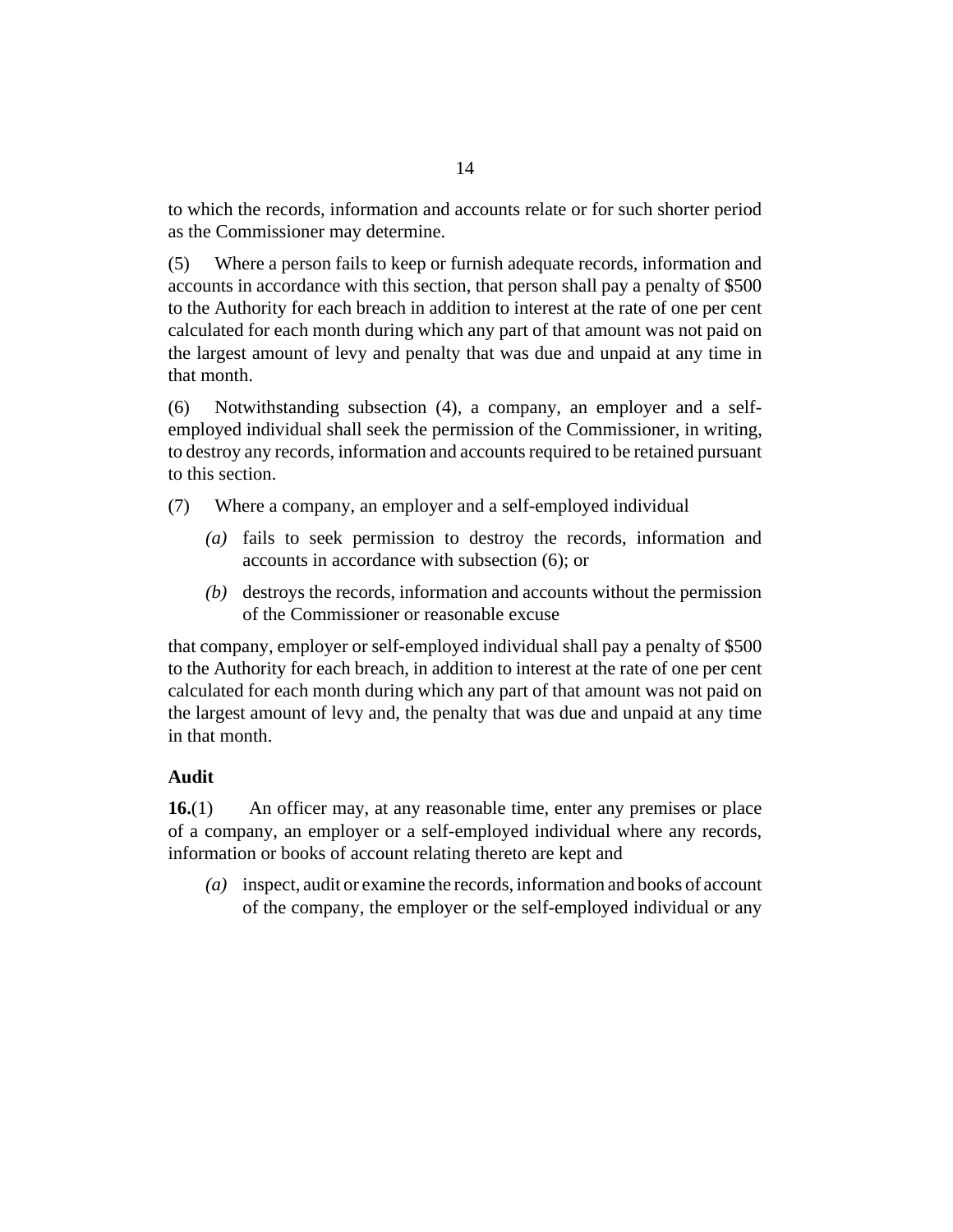to which the records, information and accounts relate or for such shorter period as the Commissioner may determine.

(5) Where a person fails to keep or furnish adequate records, information and accounts in accordance with this section, that person shall pay a penalty of $500 to the Authority for each breach in addition to interest at the rate of one per cent calculated for each month during which any part of that amount was not paid on the largest amount of levy and penalty that was due and unpaid at any time in that month.

(6) Notwithstanding subsection (4), a company, an employer and a self-employed individual shall seek the permission of the Commissioner, in writing, to destroy any records, information and accounts required to be retained pursuant to this section.

(7) Where a company, an employer and a self-employed individual

*(a)* fails to seek permission to destroy the records, information and accounts in accordance with subsection (6); or

*(b)* destroys the records, information and accounts without the permission of the Commissioner or reasonable excuse

that company, employer or self-employed individual shall pay a penalty of $500 to the Authority for each breach, in addition to interest at the rate of one per cent calculated for each month during which any part of that amount was not paid on the largest amount of levy and, the penalty that was due and unpaid at any time in that month.

**Audit**

**16.**(1) An officer may, at any reasonable time, enter any premises or place of a company, an employer or a self-employed individual where any records, information or books of account relating thereto are kept and

*(a)* inspect, audit or examine the records, information and books of account of the company, the employer or the self-employed individual or any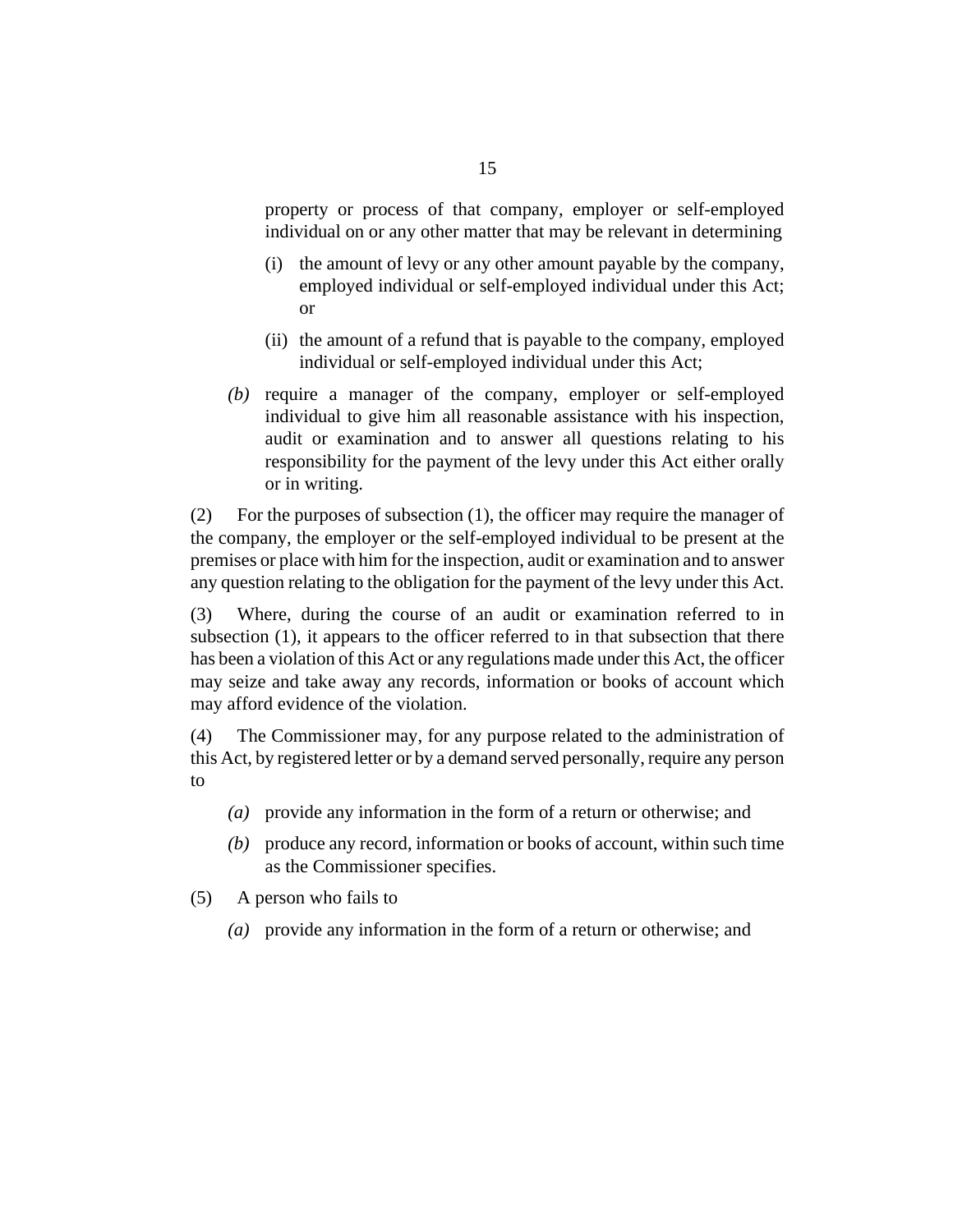property or process of that company, employer or self-employed individual on or any other matter that may be relevant in determining

(i) the amount of levy or any other amount payable by the company, employed individual or self-employed individual under this Act; or

(ii) the amount of a refund that is payable to the company, employed individual or self-employed individual under this Act;

*(b)* require a manager of the company, employer or self-employed individual to give him all reasonable assistance with his inspection, audit or examination and to answer all questions relating to his responsibility for the payment of the levy under this Act either orally or in writing.

(2) For the purposes of subsection (1), the officer may require the manager of the company, the employer or the self-employed individual to be present at the premises or place with him for the inspection, audit or examination and to answer any question relating to the obligation for the payment of the levy under this Act.

(3) Where, during the course of an audit or examination referred to in subsection (1), it appears to the officer referred to in that subsection that there has been a violation of this Act or any regulations made under this Act, the officer may seize and take away any records, information or books of account which may afford evidence of the violation.

(4) The Commissioner may, for any purpose related to the administration of this Act, by registered letter or by a demand served personally, require any person to

*(a)* provide any information in the form of a return or otherwise; and

*(b)* produce any record, information or books of account, within such time as the Commissioner specifies.

(5) A person who fails to

*(a)* provide any information in the form of a return or otherwise; and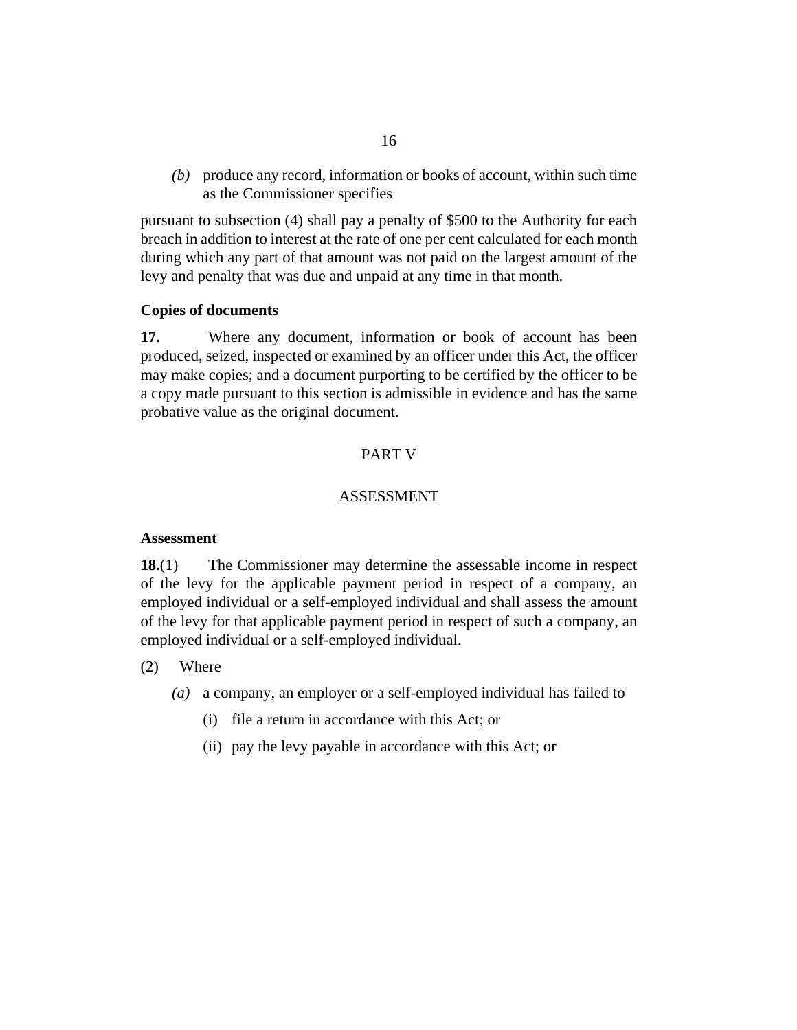*(b)* produce any record, information or books of account, within such time as the Commissioner specifies

pursuant to subsection (4) shall pay a penalty of $500 to the Authority for each breach in addition to interest at the rate of one per cent calculated for each month during which any part of that amount was not paid on the largest amount of the levy and penalty that was due and unpaid at any time in that month.

**Copies of documents**

**17.** Where any document, information or book of account has been produced, seized, inspected or examined by an officer under this Act, the officer may make copies; and a document purporting to be certified by the officer to be a copy made pursuant to this section is admissible in evidence and has the same probative value as the original document.

## PART V

## ASSESSMENT

**Assessment**

**18.**(1) The Commissioner may determine the assessable income in respect of the levy for the applicable payment period in respect of a company, an employed individual or a self-employed individual and shall assess the amount of the levy for that applicable payment period in respect of such a company, an employed individual or a self-employed individual.

(2) Where

*(a)* a company, an employer or a self-employed individual has failed to

(i) file a return in accordance with this Act; or

(ii) pay the levy payable in accordance with this Act; or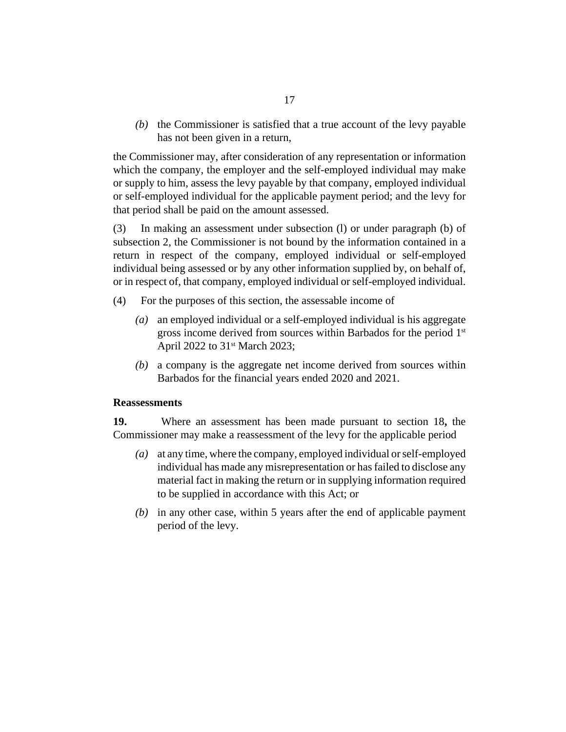*(b)* the Commissioner is satisfied that a true account of the levy payable has not been given in a return,

the Commissioner may, after consideration of any representation or information which the company, the employer and the self-employed individual may make or supply to him, assess the levy payable by that company, employed individual or self-employed individual for the applicable payment period; and the levy for that period shall be paid on the amount assessed.

(3) In making an assessment under subsection (l) or under paragraph (b) of subsection 2, the Commissioner is not bound by the information contained in a return in respect of the company, employed individual or self-employed individual being assessed or by any other information supplied by, on behalf of, or in respect of, that company, employed individual or self-employed individual.

(4) For the purposes of this section, the assessable income of

*(a)* an employed individual or a self-employed individual is his aggregate gross income derived from sources within Barbados for the period 1st April 2022 to 31st March 2023;

*(b)* a company is the aggregate net income derived from sources within Barbados for the financial years ended 2020 and 2021.

**Reassessments**

**19.** Where an assessment has been made pursuant to section 18**,** the Commissioner may make a reassessment of the levy for the applicable period

*(a)* at any time, where the company, employed individual or self-employed individual has made any misrepresentation or has failed to disclose any material fact in making the return or in supplying information required to be supplied in accordance with this Act; or

*(b)* in any other case, within 5 years after the end of applicable payment period of the levy.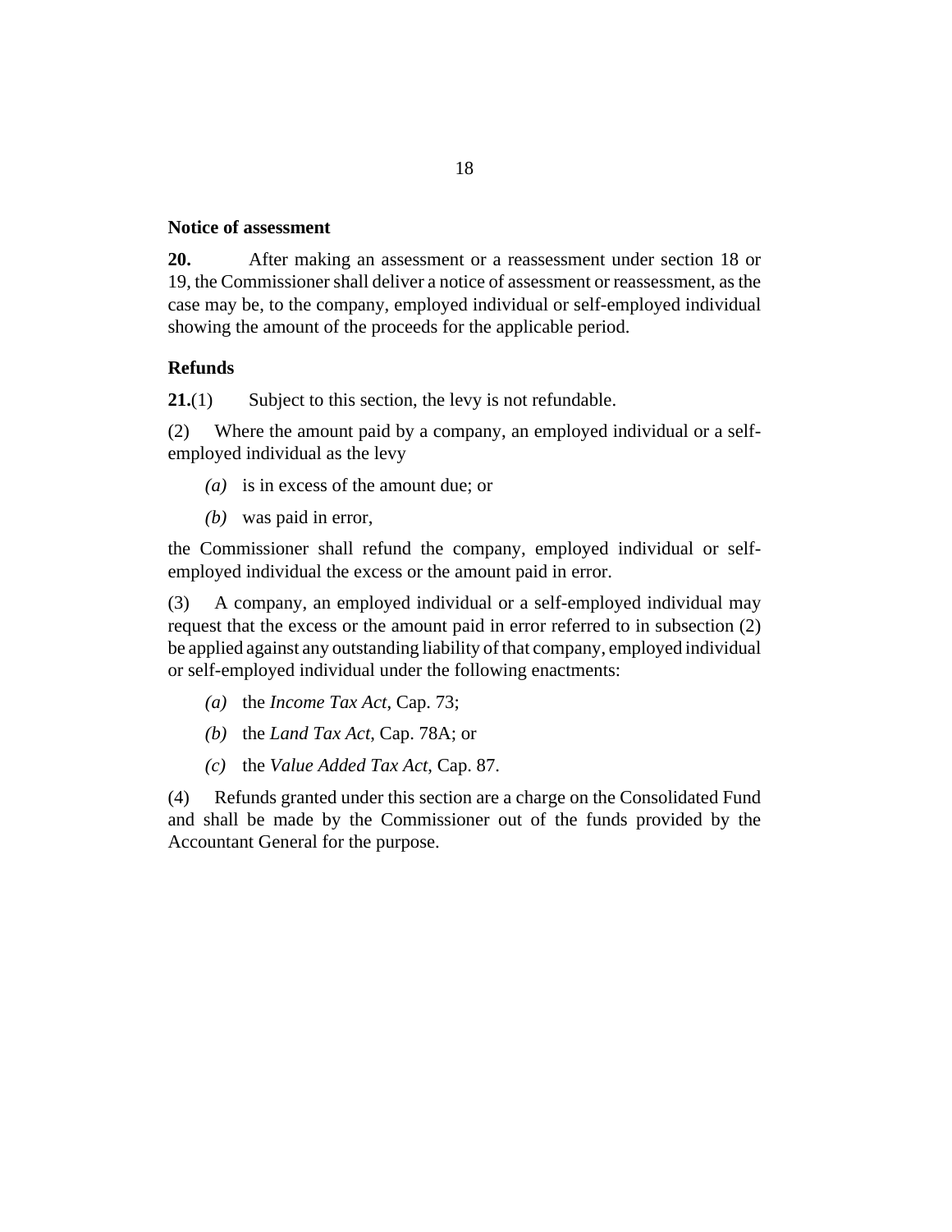### Notice of assessment

**20.** After making an assessment or a reassessment under section 18 or 19, the Commissioner shall deliver a notice of assessment or reassessment, as the case may be, to the company, employed individual or self-employed individual showing the amount of the proceeds for the applicable period.

### Refunds

**21.**(1) Subject to this section, the levy is not refundable.

(2) Where the amount paid by a company, an employed individual or a self-employed individual as the levy

*(a)* is in excess of the amount due; or

*(b)* was paid in error,

the Commissioner shall refund the company, employed individual or self-employed individual the excess or the amount paid in error.

(3) A company, an employed individual or a self-employed individual may request that the excess or the amount paid in error referred to in subsection (2) be applied against any outstanding liability of that company, employed individual or self-employed individual under the following enactments:

*(a)* the *Income Tax Act*, Cap. 73;

*(b)* the *Land Tax Act*, Cap. 78A; or

*(c)* the *Value Added Tax Act*, Cap. 87.

(4) Refunds granted under this section are a charge on the Consolidated Fund and shall be made by the Commissioner out of the funds provided by the Accountant General for the purpose.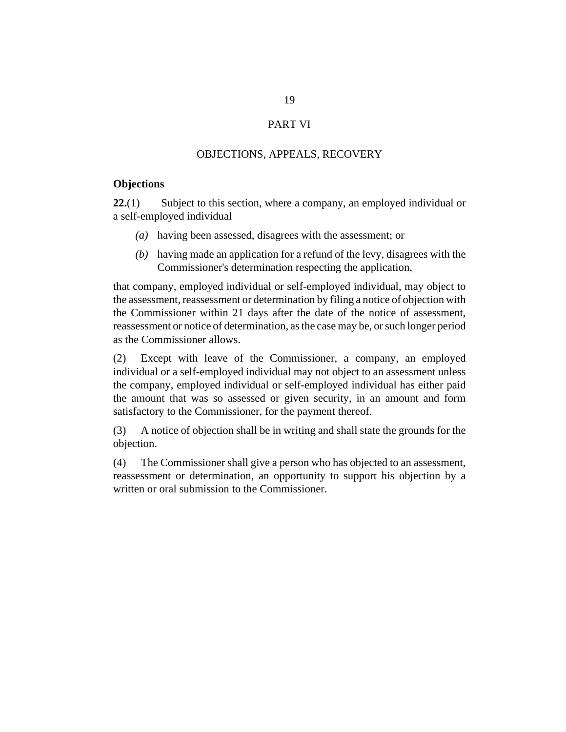# PART VI

## OBJECTIONS, APPEALS, RECOVERY

### Objections

**22.**(1) Subject to this section, where a company, an employed individual or a self-employed individual

*(a)* having been assessed, disagrees with the assessment; or

*(b)* having made an application for a refund of the levy, disagrees with the Commissioner's determination respecting the application,

that company, employed individual or self-employed individual, may object to the assessment, reassessment or determination by filing a notice of objection with the Commissioner within 21 days after the date of the notice of assessment, reassessment or notice of determination, as the case may be, or such longer period as the Commissioner allows.

(2) Except with leave of the Commissioner, a company, an employed individual or a self-employed individual may not object to an assessment unless the company, employed individual or self-employed individual has either paid the amount that was so assessed or given security, in an amount and form satisfactory to the Commissioner, for the payment thereof.

(3) A notice of objection shall be in writing and shall state the grounds for the objection.

(4) The Commissioner shall give a person who has objected to an assessment, reassessment or determination, an opportunity to support his objection by a written or oral submission to the Commissioner.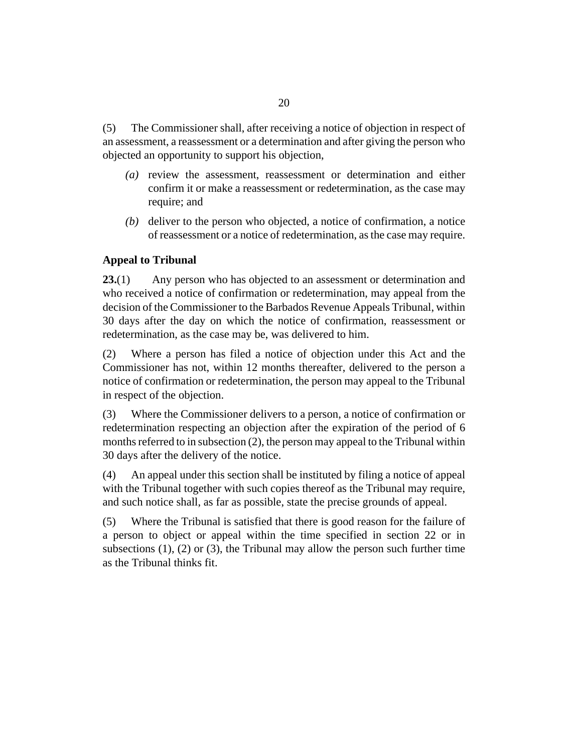(5) The Commissioner shall, after receiving a notice of objection in respect of an assessment, a reassessment or a determination and after giving the person who objected an opportunity to support his objection,

*(a)* review the assessment, reassessment or determination and either confirm it or make a reassessment or redetermination, as the case may require; and

*(b)* deliver to the person who objected, a notice of confirmation, a notice of reassessment or a notice of redetermination, as the case may require.

**Appeal to Tribunal**

**23.**(1) Any person who has objected to an assessment or determination and who received a notice of confirmation or redetermination, may appeal from the decision of the Commissioner to the Barbados Revenue Appeals Tribunal, within 30 days after the day on which the notice of confirmation, reassessment or redetermination, as the case may be, was delivered to him.

(2) Where a person has filed a notice of objection under this Act and the Commissioner has not, within 12 months thereafter, delivered to the person a notice of confirmation or redetermination, the person may appeal to the Tribunal in respect of the objection.

(3) Where the Commissioner delivers to a person, a notice of confirmation or redetermination respecting an objection after the expiration of the period of 6 months referred to in subsection (2), the person may appeal to the Tribunal within 30 days after the delivery of the notice.

(4) An appeal under this section shall be instituted by filing a notice of appeal with the Tribunal together with such copies thereof as the Tribunal may require, and such notice shall, as far as possible, state the precise grounds of appeal.

(5) Where the Tribunal is satisfied that there is good reason for the failure of a person to object or appeal within the time specified in section 22 or in subsections (1), (2) or (3), the Tribunal may allow the person such further time as the Tribunal thinks fit.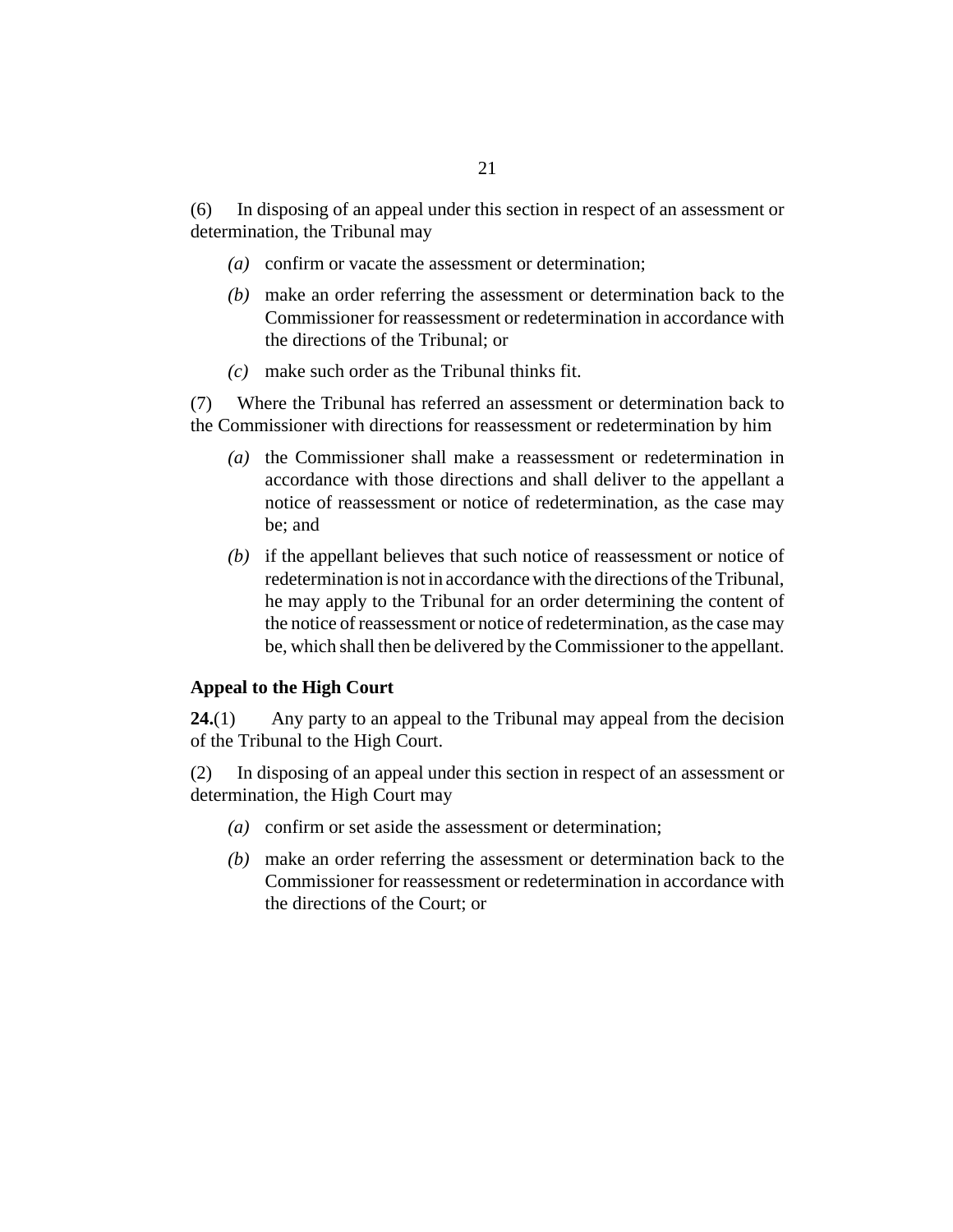(6) In disposing of an appeal under this section in respect of an assessment or determination, the Tribunal may

- *(a)* confirm or vacate the assessment or determination;
- *(b)* make an order referring the assessment or determination back to the Commissioner for reassessment or redetermination in accordance with the directions of the Tribunal; or
- *(c)* make such order as the Tribunal thinks fit.

(7) Where the Tribunal has referred an assessment or determination back to the Commissioner with directions for reassessment or redetermination by him

- *(a)* the Commissioner shall make a reassessment or redetermination in accordance with those directions and shall deliver to the appellant a notice of reassessment or notice of redetermination, as the case may be; and
- *(b)* if the appellant believes that such notice of reassessment or notice of redetermination is not in accordance with the directions of the Tribunal, he may apply to the Tribunal for an order determining the content of the notice of reassessment or notice of redetermination, as the case may be, which shall then be delivered by the Commissioner to the appellant.

### Appeal to the High Court

**24.**(1) Any party to an appeal to the Tribunal may appeal from the decision of the Tribunal to the High Court.

(2) In disposing of an appeal under this section in respect of an assessment or determination, the High Court may

- *(a)* confirm or set aside the assessment or determination;
- *(b)* make an order referring the assessment or determination back to the Commissioner for reassessment or redetermination in accordance with the directions of the Court; or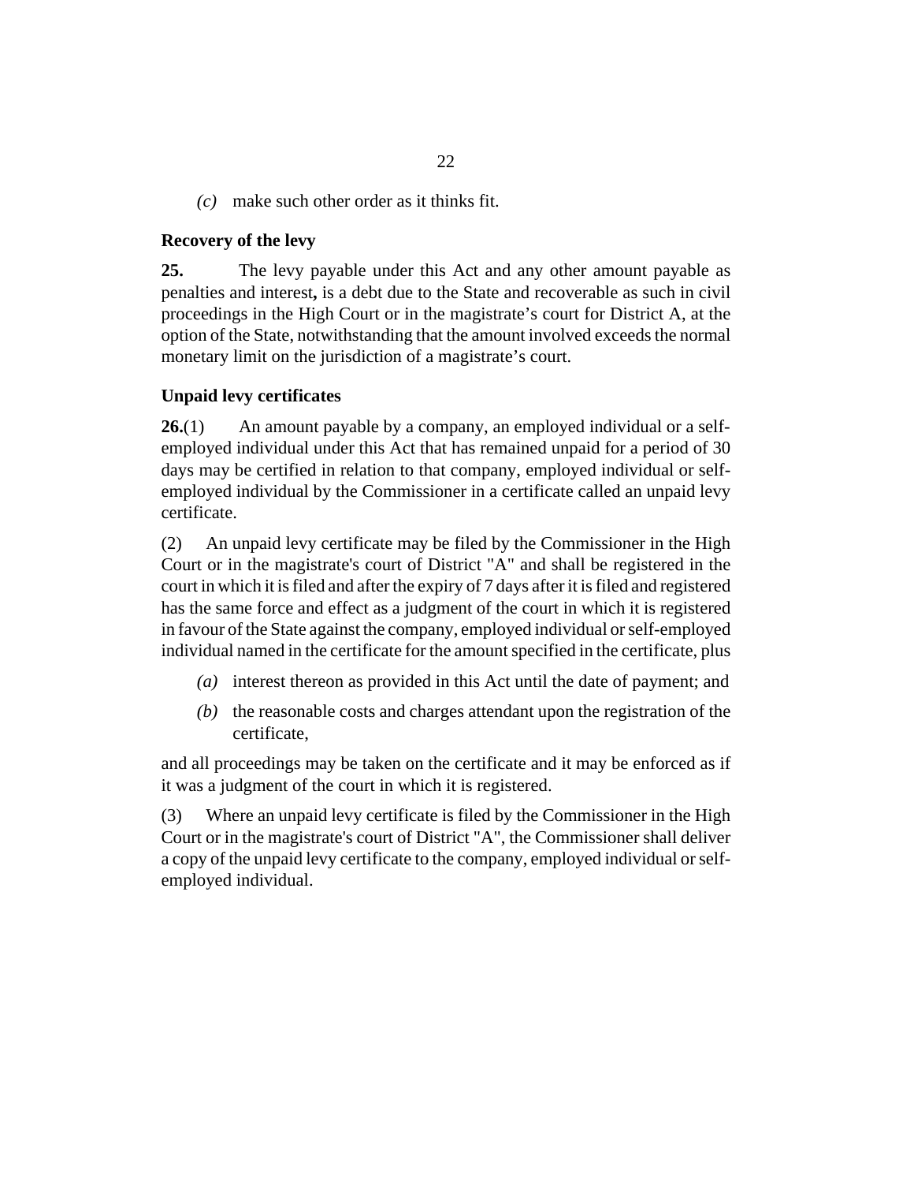*(c)* make such other order as it thinks fit.

### Recovery of the levy

**25.** The levy payable under this Act and any other amount payable as penalties and interest**,** is a debt due to the State and recoverable as such in civil proceedings in the High Court or in the magistrate's court for District A, at the option of the State, notwithstanding that the amount involved exceeds the normal monetary limit on the jurisdiction of a magistrate's court.

### Unpaid levy certificates

**26.**(1) An amount payable by a company, an employed individual or a self-employed individual under this Act that has remained unpaid for a period of 30 days may be certified in relation to that company, employed individual or self-employed individual by the Commissioner in a certificate called an unpaid levy certificate.

(2) An unpaid levy certificate may be filed by the Commissioner in the High Court or in the magistrate's court of District "A" and shall be registered in the court in which it is filed and after the expiry of 7 days after it is filed and registered has the same force and effect as a judgment of the court in which it is registered in favour of the State against the company, employed individual or self-employed individual named in the certificate for the amount specified in the certificate, plus

*(a)* interest thereon as provided in this Act until the date of payment; and

*(b)* the reasonable costs and charges attendant upon the registration of the certificate,

and all proceedings may be taken on the certificate and it may be enforced as if it was a judgment of the court in which it is registered.

(3) Where an unpaid levy certificate is filed by the Commissioner in the High Court or in the magistrate's court of District "A", the Commissioner shall deliver a copy of the unpaid levy certificate to the company, employed individual or self-employed individual.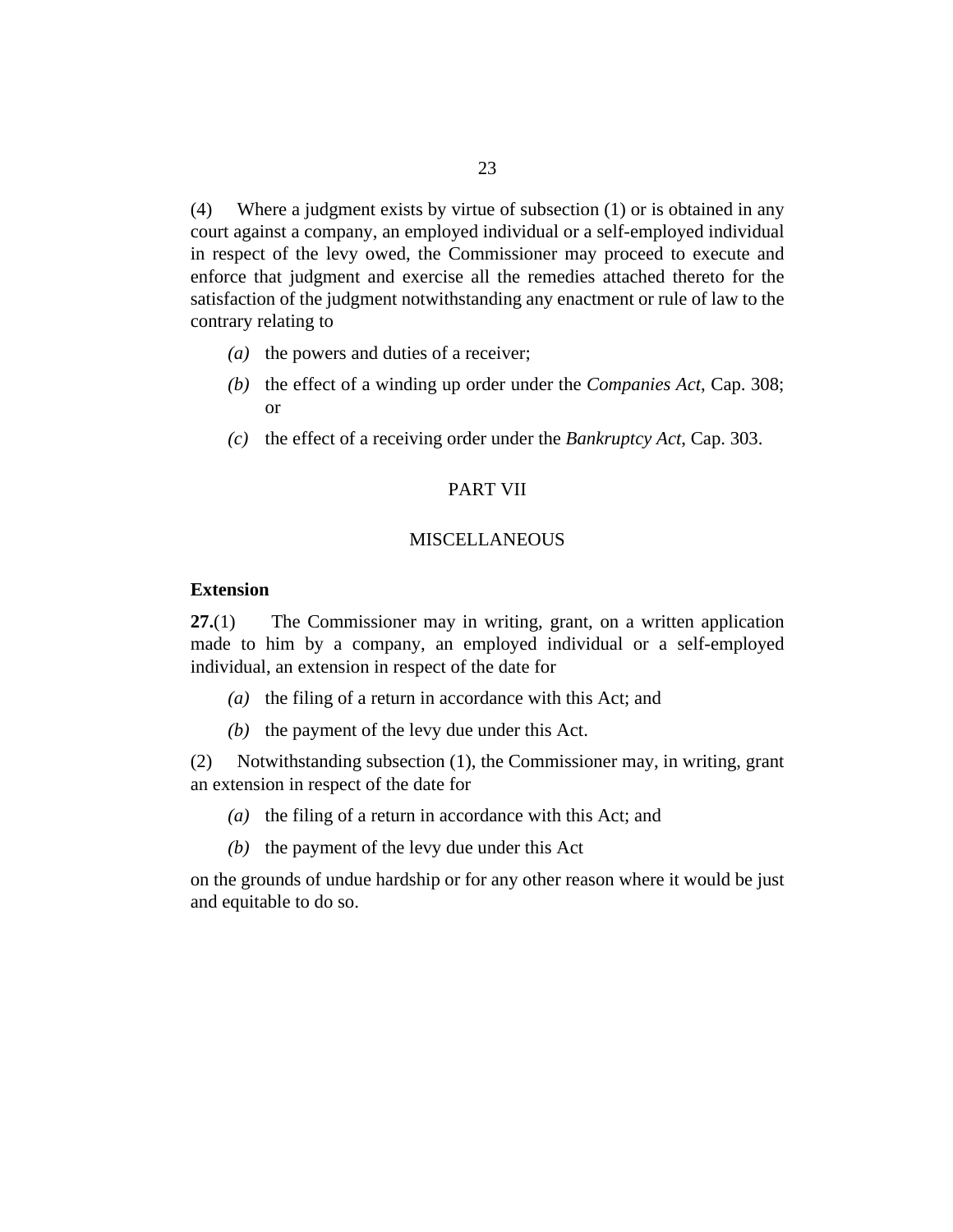(4) Where a judgment exists by virtue of subsection (1) or is obtained in any court against a company, an employed individual or a self-employed individual in respect of the levy owed, the Commissioner may proceed to execute and enforce that judgment and exercise all the remedies attached thereto for the satisfaction of the judgment notwithstanding any enactment or rule of law to the contrary relating to

*(a)* the powers and duties of a receiver;

*(b)* the effect of a winding up order under the *Companies Act*, Cap. 308; or

*(c)* the effect of a receiving order under the *Bankruptcy Act*, Cap. 303.

## PART VII

## MISCELLANEOUS

### Extension

**27.**(1) The Commissioner may in writing, grant, on a written application made to him by a company, an employed individual or a self-employed individual, an extension in respect of the date for

*(a)* the filing of a return in accordance with this Act; and

*(b)* the payment of the levy due under this Act.

(2) Notwithstanding subsection (1), the Commissioner may, in writing, grant an extension in respect of the date for

*(a)* the filing of a return in accordance with this Act; and

*(b)* the payment of the levy due under this Act

on the grounds of undue hardship or for any other reason where it would be just and equitable to do so.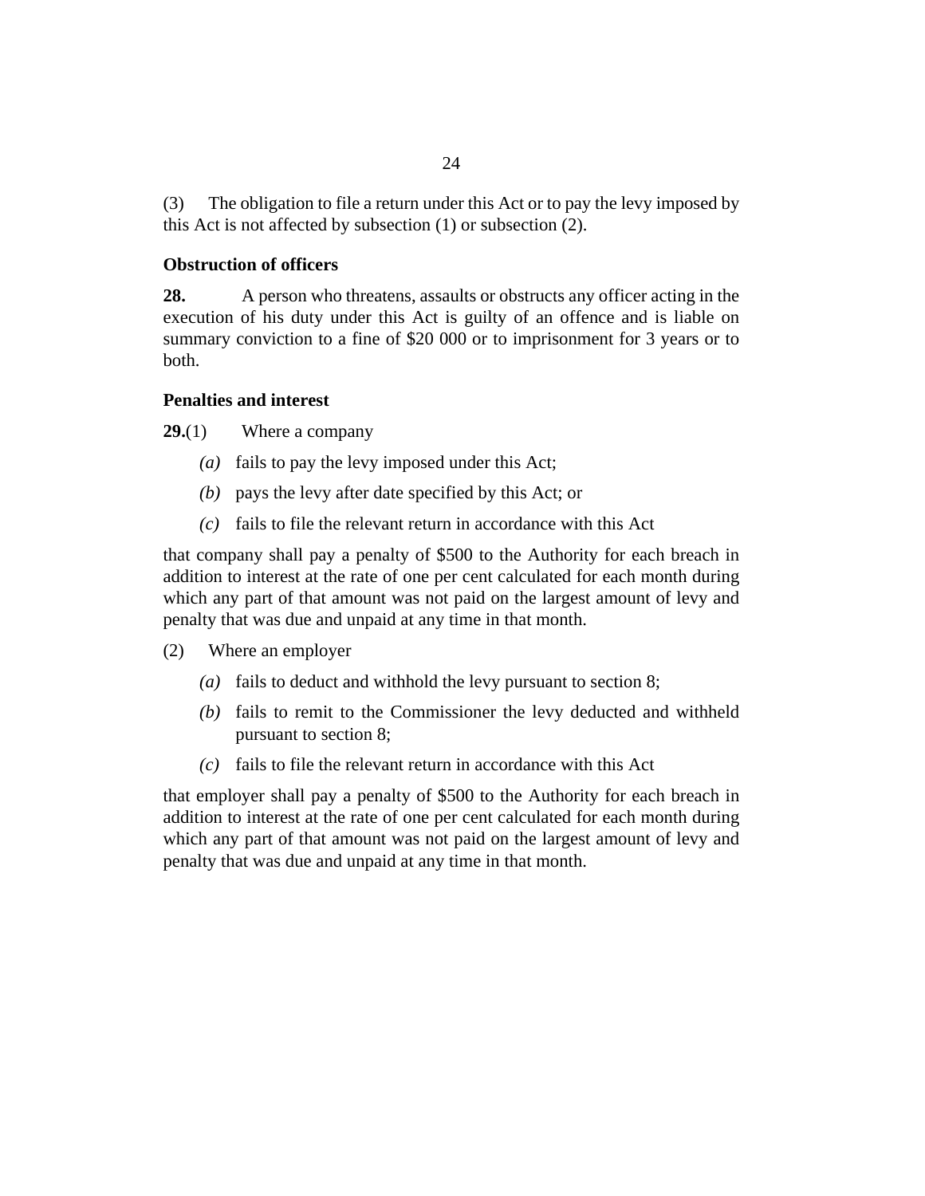(3) The obligation to file a return under this Act or to pay the levy imposed by this Act is not affected by subsection (1) or subsection (2).

### Obstruction of officers

**28.** A person who threatens, assaults or obstructs any officer acting in the execution of his duty under this Act is guilty of an offence and is liable on summary conviction to a fine of $20 000 or to imprisonment for 3 years or to both.

### Penalties and interest

**29.**(1) Where a company

*(a)* fails to pay the levy imposed under this Act;

*(b)* pays the levy after date specified by this Act; or

*(c)* fails to file the relevant return in accordance with this Act

that company shall pay a penalty of $500 to the Authority for each breach in addition to interest at the rate of one per cent calculated for each month during which any part of that amount was not paid on the largest amount of levy and penalty that was due and unpaid at any time in that month.

(2) Where an employer

*(a)* fails to deduct and withhold the levy pursuant to section 8;

*(b)* fails to remit to the Commissioner the levy deducted and withheld pursuant to section 8;

*(c)* fails to file the relevant return in accordance with this Act

that employer shall pay a penalty of $500 to the Authority for each breach in addition to interest at the rate of one per cent calculated for each month during which any part of that amount was not paid on the largest amount of levy and penalty that was due and unpaid at any time in that month.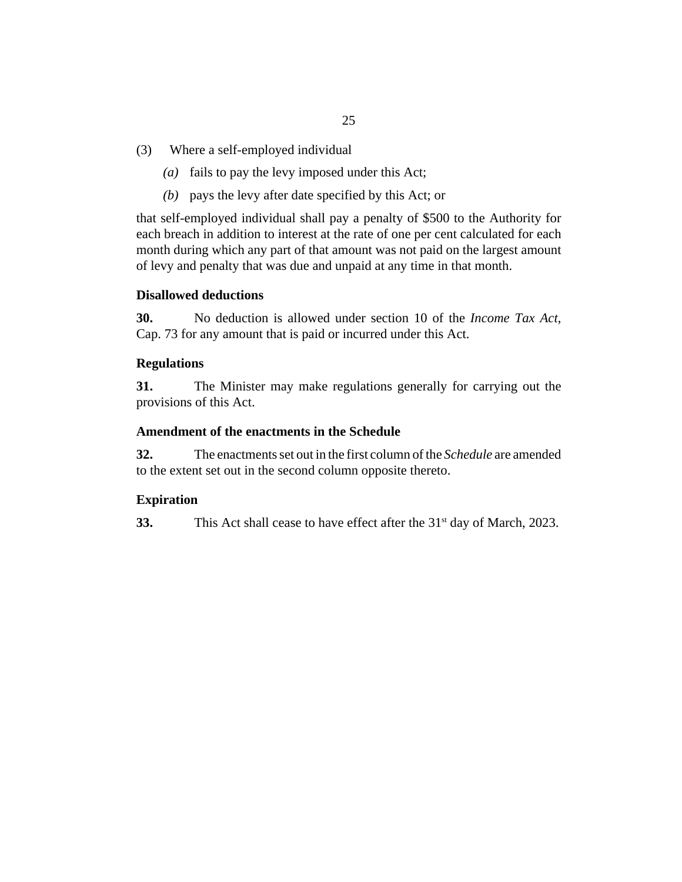(3) Where a self-employed individual

*(a)* fails to pay the levy imposed under this Act;

*(b)* pays the levy after date specified by this Act; or

that self-employed individual shall pay a penalty of $500 to the Authority for each breach in addition to interest at the rate of one per cent calculated for each month during which any part of that amount was not paid on the largest amount of levy and penalty that was due and unpaid at any time in that month.

**Disallowed deductions**

**30.** No deduction is allowed under section 10 of the *Income Tax Act*, Cap. 73 for any amount that is paid or incurred under this Act.

**Regulations**

**31.** The Minister may make regulations generally for carrying out the provisions of this Act.

**Amendment of the enactments in the Schedule**

**32.** The enactments set out in the first column of the *Schedule* are amended to the extent set out in the second column opposite thereto.

**Expiration**

**33.** This Act shall cease to have effect after the 31st day of March, 2023.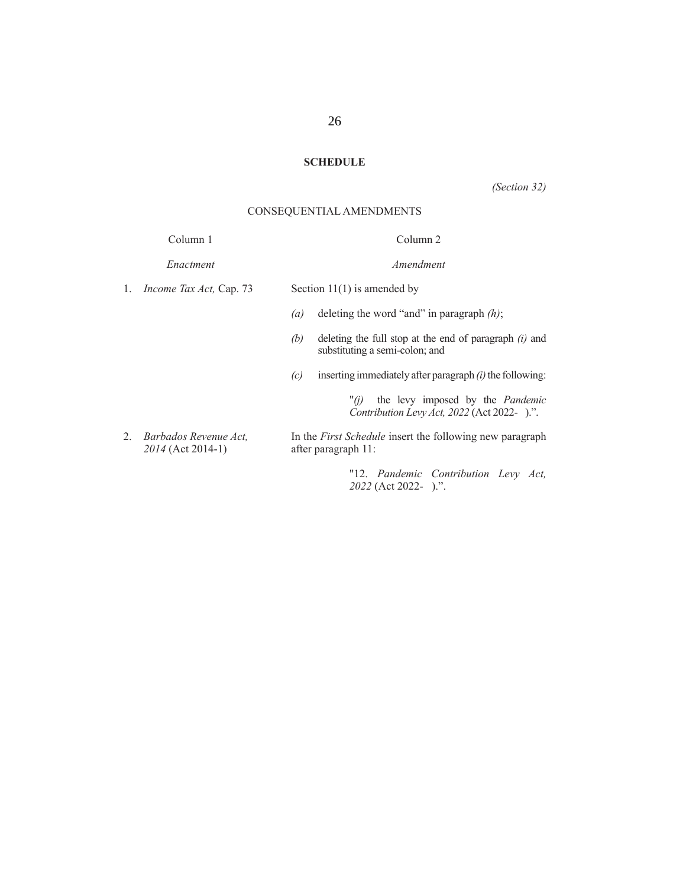## SCHEDULE

*(Section 32)*

CONSEQUENTIAL AMENDMENTS

| Column 1 | Column 2 |
|---|---|
| *Enactment* | *Amendment* |
| 1. *Income Tax Act,* Cap. 73 | Section 11(1) is amended by<br>*(a)* deleting the word "and" in paragraph *(h)*;<br>*(b)* deleting the full stop at the end of paragraph *(i)* and substituting a semi-colon; and<br>*(c)* inserting immediately after paragraph *(i)* the following:<br>"*(j)* the levy imposed by the *Pandemic Contribution Levy Act, 2022* (Act 2022- ).". |
| 2. *Barbados Revenue Act, 2014* (Act 2014-1) | In the *First Schedule* insert the following new paragraph after paragraph 11:<br>"12. *Pandemic Contribution Levy Act, 2022* (Act 2022- ).". |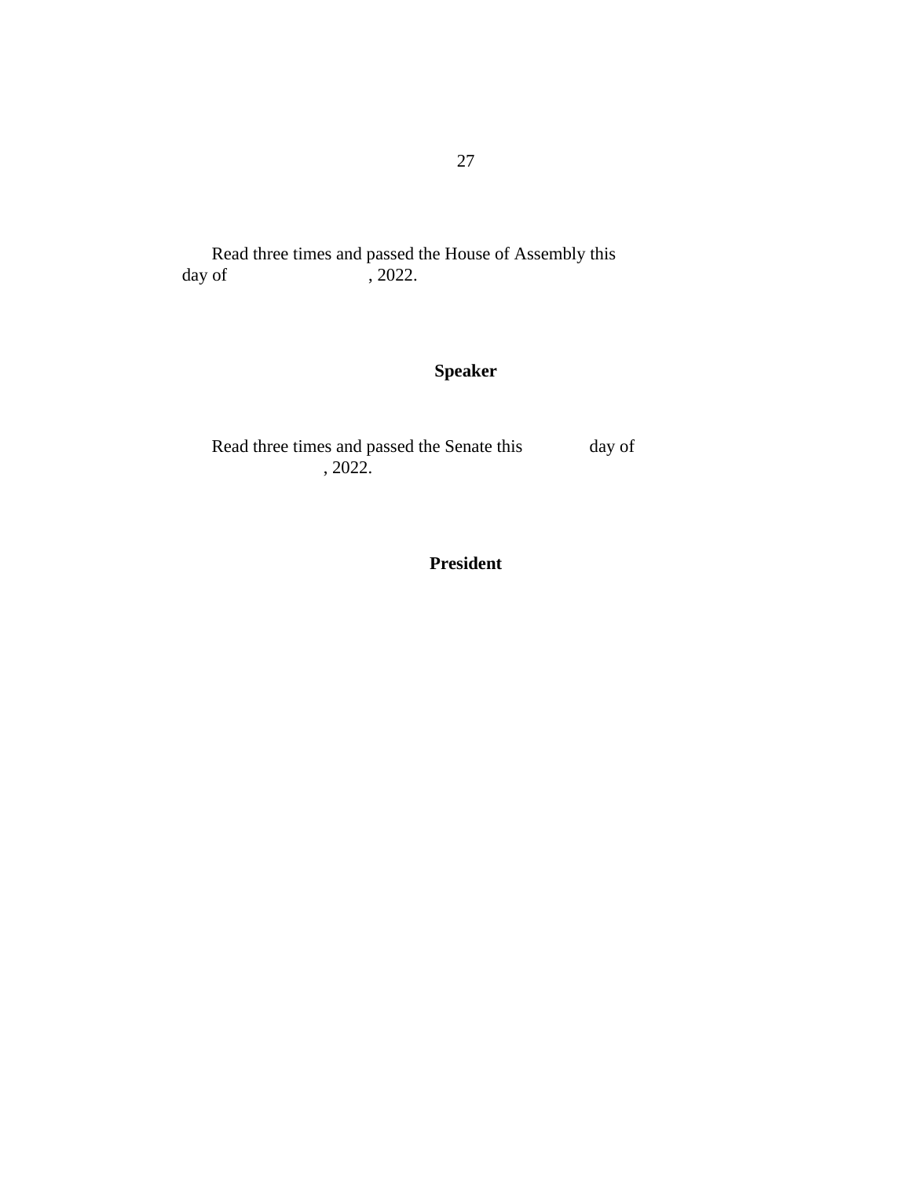Read three times and passed the House of Assembly this day of , 2022.

**Speaker**

Read three times and passed the Senate this day of , 2022.

**President**